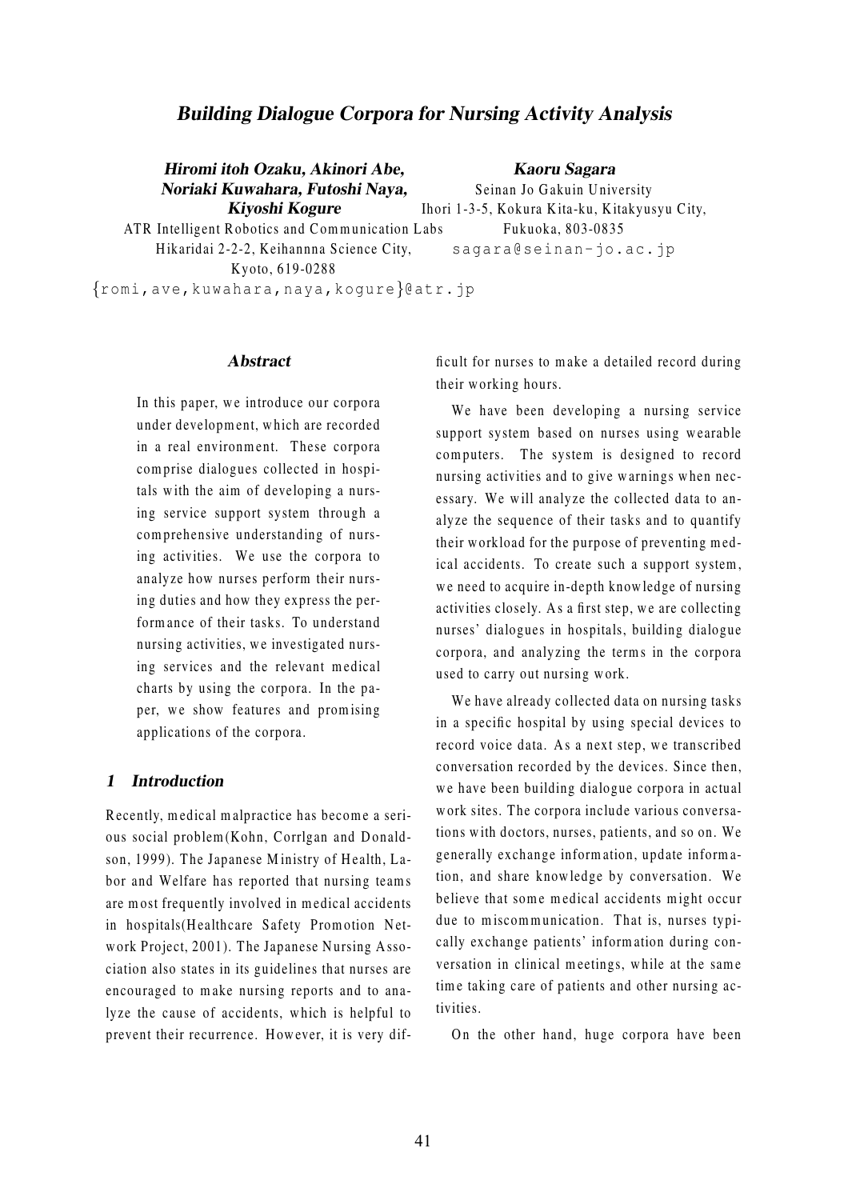# Building Dialogue Corpora for Nursing Activity Analysis

**Hiromi itoh Ozaku, Akinori Abe, Noriaki Kuwahara, Futoshi Naya, Kiyoshi Kogure**
ATR Intelligent Robotics and Communication Labs
Hikaridai 2-2-2, Keihannna Science City, Kyoto, 619-0288
{romi,ave,kuwahara,naya,kogure}@atr.jp

**Kaoru Sagara**
Seinan Jo Gakuin University
Ihori 1-3-5, Kokura Kita-ku, Kitakyusyu City, Fukuoka, 803-0835
sagara@seinan-jo.ac.jp

## Abstract

In this paper, we introduce our corpora under development, which are recorded in a real environment. These corpora comprise dialogues collected in hospitals with the aim of developing a nursing service support system through a comprehensive understanding of nursing activities. We use the corpora to analyze how nurses perform their nursing duties and how they express the performance of their tasks. To understand nursing activities, we investigated nursing services and the relevant medical charts by using the corpora. In the paper, we show features and promising applications of the corpora.

## 1 Introduction

Recently, medical malpractice has become a serious social problem(Kohn, Corrlgan and Donaldson, 1999). The Japanese Ministry of Health, Labor and Welfare has reported that nursing teams are most frequently involved in medical accidents in hospitals(Healthcare Safety Promotion Network Project, 2001). The Japanese Nursing Association also states in its guidelines that nurses are encouraged to make nursing reports and to analyze the cause of accidents, which is helpful to prevent their recurrence. However, it is very difficult for nurses to make a detailed record during their working hours.

We have been developing a nursing service support system based on nurses using wearable computers. The system is designed to record nursing activities and to give warnings when necessary. We will analyze the collected data to analyze the sequence of their tasks and to quantify their workload for the purpose of preventing medical accidents. To create such a support system, we need to acquire in-depth knowledge of nursing activities closely. As a first step, we are collecting nurses' dialogues in hospitals, building dialogue corpora, and analyzing the terms in the corpora used to carry out nursing work.

We have already collected data on nursing tasks in a specific hospital by using special devices to record voice data. As a next step, we transcribed conversation recorded by the devices. Since then, we have been building dialogue corpora in actual work sites. The corpora include various conversations with doctors, nurses, patients, and so on. We generally exchange information, update information, and share knowledge by conversation. We believe that some medical accidents might occur due to miscommunication. That is, nurses typically exchange patients' information during conversation in clinical meetings, while at the same time taking care of patients and other nursing activities.

On the other hand, huge corpora have been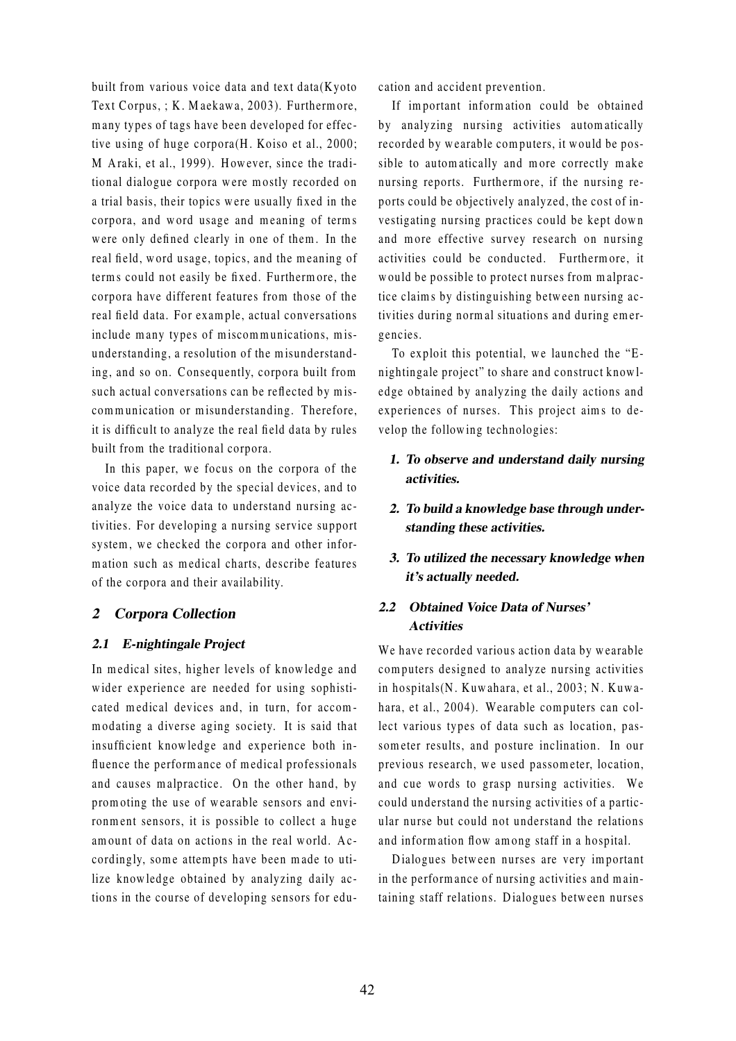built from various voice data and text data(Kyoto Text Corpus, ; K. Maekawa, 2003). Furthermore, many types of tags have been developed for effective using of huge corpora(H. Koiso et al., 2000; M Araki, et al., 1999). However, since the traditional dialogue corpora were mostly recorded on a trial basis, their topics were usually fixed in the corpora, and word usage and meaning of terms were only defined clearly in one of them. In the real field, word usage, topics, and the meaning of terms could not easily be fixed. Furthermore, the corpora have different features from those of the real field data. For example, actual conversations include many types of miscommunications, misunderstanding, a resolution of the misunderstanding, and so on. Consequently, corpora built from such actual conversations can be reflected by miscommunication or misunderstanding. Therefore, it is difficult to analyze the real field data by rules built from the traditional corpora.

In this paper, we focus on the corpora of the voice data recorded by the special devices, and to analyze the voice data to understand nursing activities. For developing a nursing service support system, we checked the corpora and other information such as medical charts, describe features of the corpora and their availability.

## 2 Corpora Collection

### 2.1 E-nightingale Project

In medical sites, higher levels of knowledge and wider experience are needed for using sophisticated medical devices and, in turn, for accommodating a diverse aging society. It is said that insufficient knowledge and experience both influence the performance of medical professionals and causes malpractice. On the other hand, by promoting the use of wearable sensors and environment sensors, it is possible to collect a huge amount of data on actions in the real world. Accordingly, some attempts have been made to utilize knowledge obtained by analyzing daily actions in the course of developing sensors for education and accident prevention.

If important information could be obtained by analyzing nursing activities automatically recorded by wearable computers, it would be possible to automatically and more correctly make nursing reports. Furthermore, if the nursing reports could be objectively analyzed, the cost of investigating nursing practices could be kept down and more effective survey research on nursing activities could be conducted. Furthermore, it would be possible to protect nurses from malpractice claims by distinguishing between nursing activities during normal situations and during emergencies.

To exploit this potential, we launched the "E-nightingale project" to share and construct knowledge obtained by analyzing the daily actions and experiences of nurses. This project aims to develop the following technologies:

1. ***To observe and understand daily nursing activities.***
2. ***To build a knowledge base through understanding these activities.***
3. ***To utilized the necessary knowledge when it's actually needed.***

### 2.2 Obtained Voice Data of Nurses' Activities

We have recorded various action data by wearable computers designed to analyze nursing activities in hospitals(N. Kuwahara, et al., 2003; N. Kuwahara, et al., 2004). Wearable computers can collect various types of data such as location, passometer results, and posture inclination. In our previous research, we used passometer, location, and cue words to grasp nursing activities. We could understand the nursing activities of a particular nurse but could not understand the relations and information flow among staff in a hospital.

Dialogues between nurses are very important in the performance of nursing activities and maintaining staff relations. Dialogues between nurses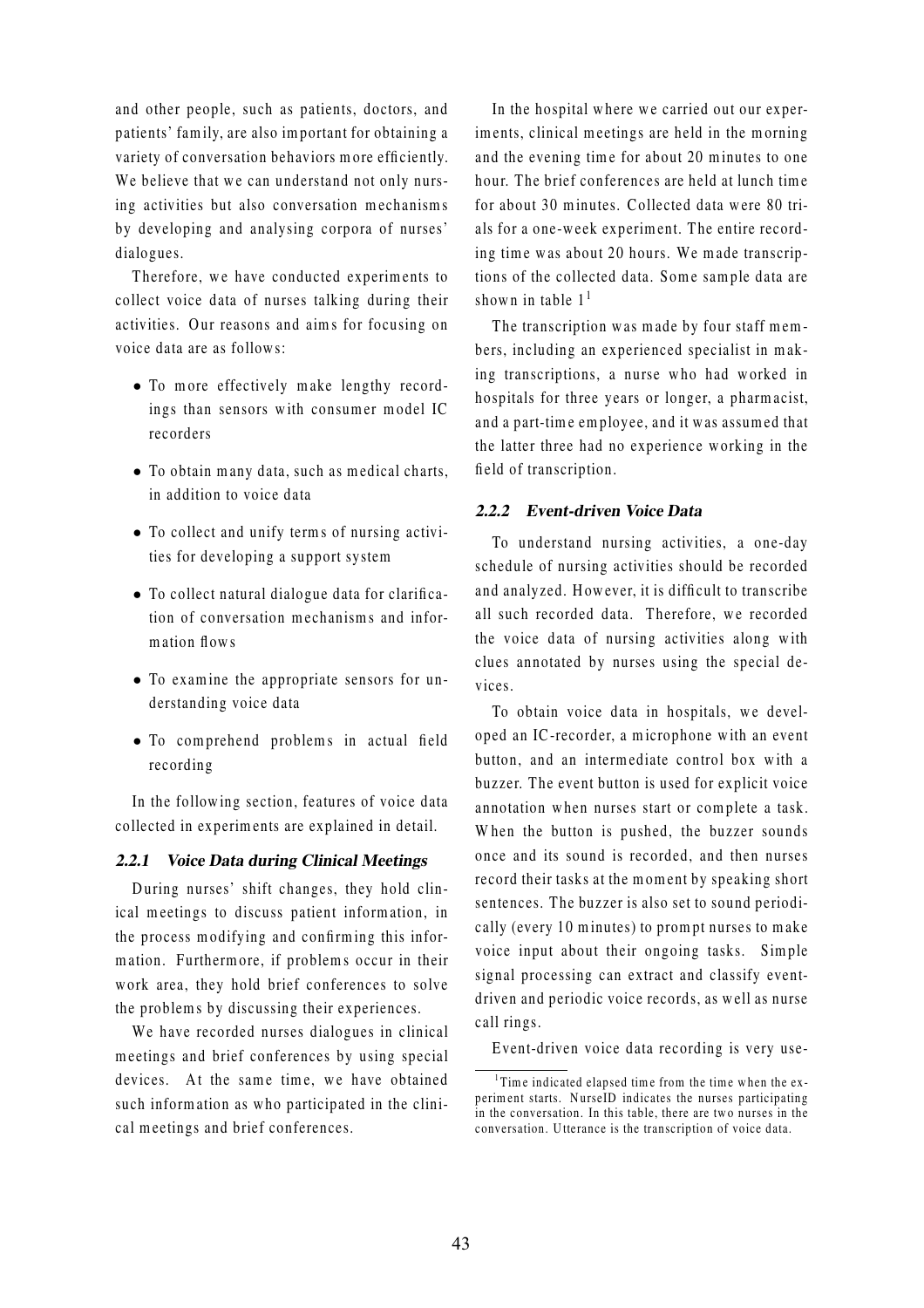and other people, such as patients, doctors, and patients' family, are also important for obtaining a variety of conversation behaviors more efficiently. We believe that we can understand not only nursing activities but also conversation mechanisms by developing and analysing corpora of nurses' dialogues.

Therefore, we have conducted experiments to collect voice data of nurses talking during their activities. Our reasons and aims for focusing on voice data are as follows:

- To more effectively make lengthy recordings than sensors with consumer model IC recorders
- To obtain many data, such as medical charts, in addition to voice data
- To collect and unify terms of nursing activities for developing a support system
- To collect natural dialogue data for clarification of conversation mechanisms and information flows
- To examine the appropriate sensors for understanding voice data
- To comprehend problems in actual field recording

In the following section, features of voice data collected in experiments are explained in detail.

#### 2.2.1 Voice Data during Clinical Meetings

During nurses' shift changes, they hold clinical meetings to discuss patient information, in the process modifying and confirming this information. Furthermore, if problems occur in their work area, they hold brief conferences to solve the problems by discussing their experiences.

We have recorded nurses dialogues in clinical meetings and brief conferences by using special devices. At the same time, we have obtained such information as who participated in the clinical meetings and brief conferences.

In the hospital where we carried out our experiments, clinical meetings are held in the morning and the evening time for about 20 minutes to one hour. The brief conferences are held at lunch time for about 30 minutes. Collected data were 80 trials for a one-week experiment. The entire recording time was about 20 hours. We made transcriptions of the collected data. Some sample data are shown in table 1[1]

The transcription was made by four staff members, including an experienced specialist in making transcriptions, a nurse who had worked in hospitals for three years or longer, a pharmacist, and a part-time employee, and it was assumed that the latter three had no experience working in the field of transcription.

#### 2.2.2 Event-driven Voice Data

To understand nursing activities, a one-day schedule of nursing activities should be recorded and analyzed. However, it is difficult to transcribe all such recorded data. Therefore, we recorded the voice data of nursing activities along with clues annotated by nurses using the special devices.

To obtain voice data in hospitals, we developed an IC-recorder, a microphone with an event button, and an intermediate control box with a buzzer. The event button is used for explicit voice annotation when nurses start or complete a task. When the button is pushed, the buzzer sounds once and its sound is recorded, and then nurses record their tasks at the moment by speaking short sentences. The buzzer is also set to sound periodically (every 10 minutes) to prompt nurses to make voice input about their ongoing tasks. Simple signal processing can extract and classify event-driven and periodic voice records, as well as nurse call rings.

Event-driven voice data recording is very use-

[1] Time indicated elapsed time from the time when the experiment starts. NurseID indicates the nurses participating in the conversation. In this table, there are two nurses in the conversation. Utterance is the transcription of voice data.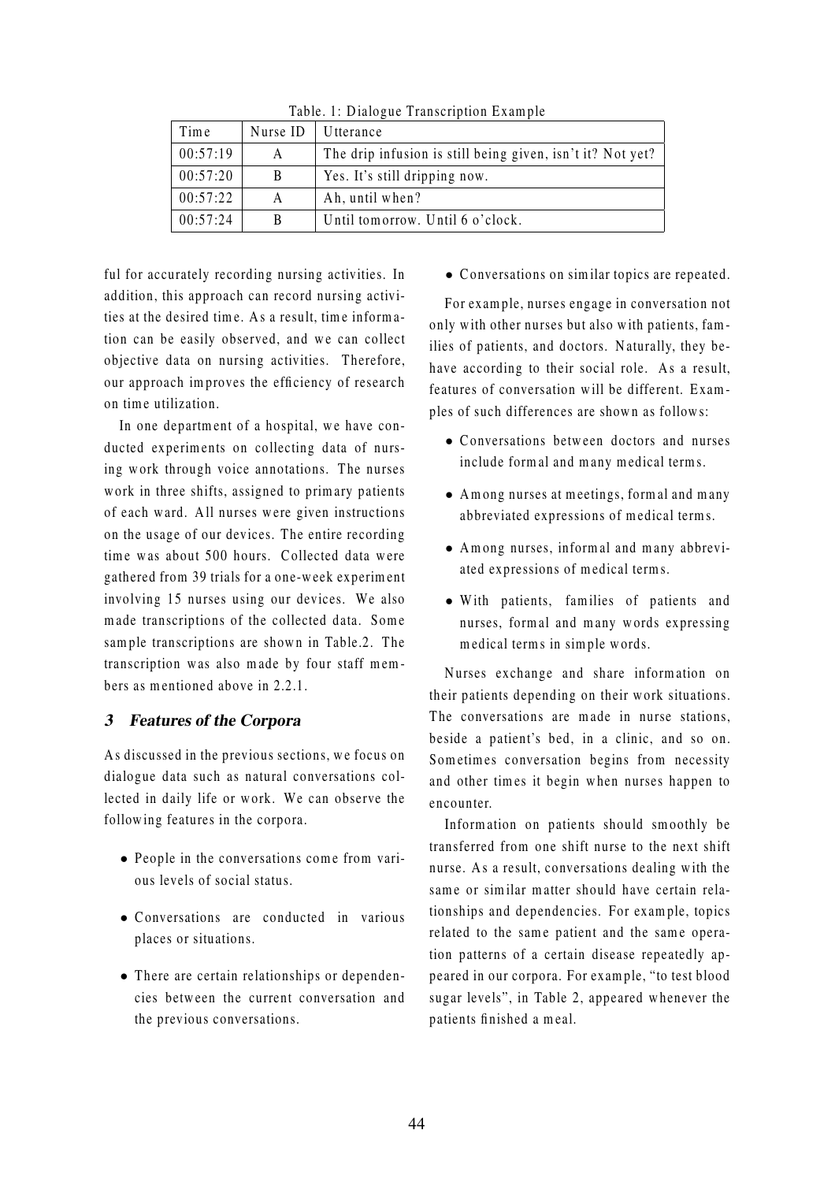Table. 1: Dialogue Transcription Example

| Time | Nurse ID | Utterance |
|---|---|---|
| 00:57:19 | A | The drip infusion is still being given, isn't it? Not yet? |
| 00:57:20 | B | Yes. It's still dripping now. |
| 00:57:22 | A | Ah, until when? |
| 00:57:24 | B | Until tomorrow. Until 6 o'clock. |

ful for accurately recording nursing activities. In addition, this approach can record nursing activities at the desired time. As a result, time information can be easily observed, and we can collect objective data on nursing activities. Therefore, our approach improves the efficiency of research on time utilization.

In one department of a hospital, we have conducted experiments on collecting data of nursing work through voice annotations. The nurses work in three shifts, assigned to primary patients of each ward. All nurses were given instructions on the usage of our devices. The entire recording time was about 500 hours. Collected data were gathered from 39 trials for a one-week experiment involving 15 nurses using our devices. We also made transcriptions of the collected data. Some sample transcriptions are shown in Table.2. The transcription was also made by four staff members as mentioned above in 2.2.1.

## 3 Features of the Corpora

As discussed in the previous sections, we focus on dialogue data such as natural conversations collected in daily life or work. We can observe the following features in the corpora.

- People in the conversations come from various levels of social status.
- Conversations are conducted in various places or situations.
- There are certain relationships or dependencies between the current conversation and the previous conversations.
- Conversations on similar topics are repeated.

For example, nurses engage in conversation not only with other nurses but also with patients, families of patients, and doctors. Naturally, they behave according to their social role. As a result, features of conversation will be different. Examples of such differences are shown as follows:

- Conversations between doctors and nurses include formal and many medical terms.
- Among nurses at meetings, formal and many abbreviated expressions of medical terms.
- Among nurses, informal and many abbreviated expressions of medical terms.
- With patients, families of patients and nurses, formal and many words expressing medical terms in simple words.

Nurses exchange and share information on their patients depending on their work situations. The conversations are made in nurse stations, beside a patient's bed, in a clinic, and so on. Sometimes conversation begins from necessity and other times it begin when nurses happen to encounter.

Information on patients should smoothly be transferred from one shift nurse to the next shift nurse. As a result, conversations dealing with the same or similar matter should have certain relationships and dependencies. For example, topics related to the same patient and the same operation patterns of a certain disease repeatedly appeared in our corpora. For example, "to test blood sugar levels", in Table 2, appeared whenever the patients finished a meal.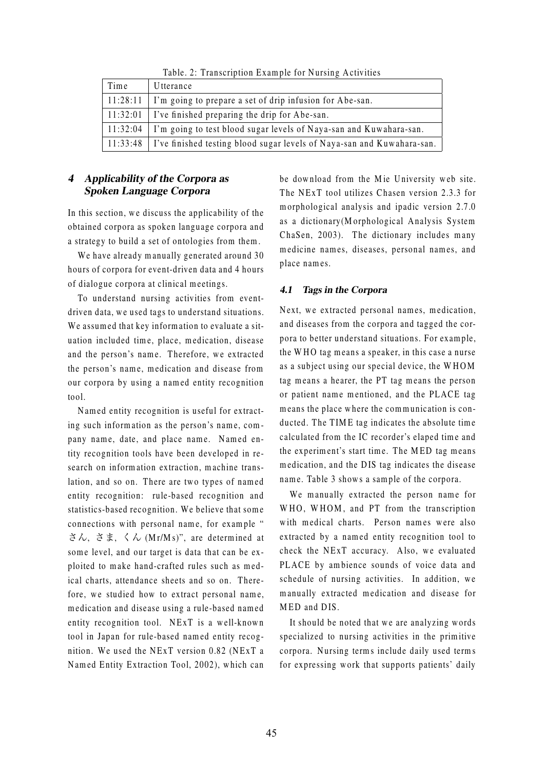Table. 2: Transcription Example for Nursing Activities

| Time | Utterance |
|---|---|
| 11:28:11 | I'm going to prepare a set of drip infusion for Abe-san. |
| 11:32:01 | I've finished preparing the drip for Abe-san. |
| 11:32:04 | I'm going to test blood sugar levels of Naya-san and Kuwahara-san. |
| 11:33:48 | I've finished testing blood sugar levels of Naya-san and Kuwahara-san. |

## 4 Applicability of the Corpora as Spoken Language Corpora

In this section, we discuss the applicability of the obtained corpora as spoken language corpora and a strategy to build a set of ontologies from them.

We have already manually generated around 30 hours of corpora for event-driven data and 4 hours of dialogue corpora at clinical meetings.

To understand nursing activities from event-driven data, we used tags to understand situations. We assumed that key information to evaluate a situation included time, place, medication, disease and the person's name. Therefore, we extracted the person's name, medication and disease from our corpora by using a named entity recognition tool.

Named entity recognition is useful for extracting such information as the person's name, company name, date, and place name. Named entity recognition tools have been developed in research on information extraction, machine translation, and so on. There are two types of named entity recognition: rule-based recognition and statistics-based recognition. We believe that some connections with personal name, for example "さん, さま, くん (Mr/Ms)", are determined at some level, and our target is data that can be exploited to make hand-crafted rules such as medical charts, attendance sheets and so on. Therefore, we studied how to extract personal name, medication and disease using a rule-based named entity recognition tool. NExT is a well-known tool in Japan for rule-based named entity recognition. We used the NExT version 0.82 (NExT a Named Entity Extraction Tool, 2002), which can be download from the Mie University web site. The NExT tool utilizes Chasen version 2.3.3 for morphological analysis and ipadic version 2.7.0 as a dictionary(Morphological Analysis System ChaSen, 2003). The dictionary includes many medicine names, diseases, personal names, and place names.

### 4.1 Tags in the Corpora

Next, we extracted personal names, medication, and diseases from the corpora and tagged the corpora to better understand situations. For example, the WHO tag means a speaker, in this case a nurse as a subject using our special device, the WHOM tag means a hearer, the PT tag means the person or patient name mentioned, and the PLACE tag means the place where the communication is conducted. The TIME tag indicates the absolute time calculated from the IC recorder's elaped time and the experiment's start time. The MED tag means medication, and the DIS tag indicates the disease name. Table 3 shows a sample of the corpora.

We manually extracted the person name for WHO, WHOM, and PT from the transcription with medical charts. Person names were also extracted by a named entity recognition tool to check the NExT accuracy. Also, we evaluated PLACE by ambience sounds of voice data and schedule of nursing activities. In addition, we manually extracted medication and disease for MED and DIS.

It should be noted that we are analyzing words specialized to nursing activities in the primitive corpora. Nursing terms include daily used terms for expressing work that supports patients' daily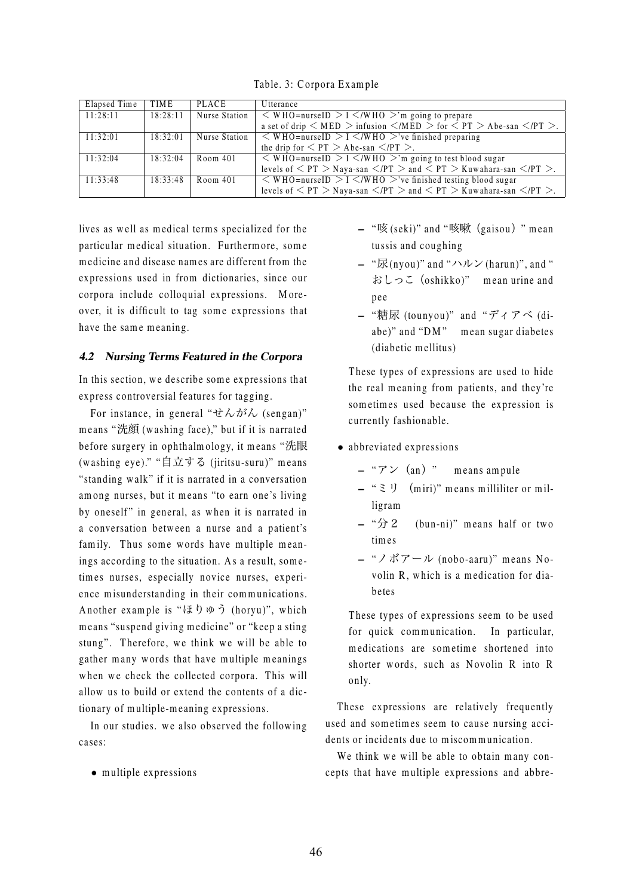Table. 3: Corpora Example

| Elapsed Time | TIME | PLACE | Utterance |
| --- | --- | --- | --- |
| 11:28:11 | 18:28:11 | Nurse Station | < WHO=nurseID > I </WHO >'m going to prepare a set of drip < MED > infusion </MED > for < PT > Abe-san </PT >. |
| 11:32:01 | 18:32:01 | Nurse Station | < WHO=nurseID > I </WHO >'ve finished preparing the drip for < PT > Abe-san </PT >. |
| 11:32:04 | 18:32:04 | Room 401 | < WHO=nurseID > I </WHO >'m going to test blood sugar levels of < PT > Naya-san </PT > and < PT > Kuwahara-san </PT >. |
| 11:33:48 | 18:33:48 | Room 401 | < WHO=nurseID > I </WHO >'ve finished testing blood sugar levels of < PT > Naya-san </PT > and < PT > Kuwahara-san </PT >. |

lives as well as medical terms specialized for the particular medical situation. Furthermore, some medicine and disease names are different from the expressions used in from dictionaries, since our corpora include colloquial expressions. Moreover, it is difficult to tag some expressions that have the same meaning.

### 4.2 Nursing Terms Featured in the Corpora

In this section, we describe some expressions that express controversial features for tagging.

For instance, in general "せんがん (sengan)" means "洗顔 (washing face)," but if it is narrated before surgery in ophthalmology, it means "洗眼 (washing eye)." "自立する (jiritsu-suru)" means "standing walk" if it is narrated in a conversation among nurses, but it means "to earn one's living by oneself" in general, as when it is narrated in a conversation between a nurse and a patient's family. Thus some words have multiple meanings according to the situation. As a result, sometimes nurses, especially novice nurses, experience misunderstanding in their communications. Another example is "ほりゅう (horyu)", which means "suspend giving medicine" or "keep a sting stung". Therefore, we think we will be able to gather many words that have multiple meanings when we check the collected corpora. This will allow us to build or extend the contents of a dictionary of multiple-meaning expressions.

In our studies. we also observed the following cases:

- multiple expressions
  - "咳 (seki)" and "咳嗽（gaisou）" mean tussis and coughing
  - "尿(nyou)" and "ハルン (harun)", and "おしっこ（oshikko)" mean urine and pee
  - "糖尿 (tounyou)" and "ディアベ (diabe)" and "DM" mean sugar diabetes (diabetic mellitus)

  These types of expressions are used to hide the real meaning from patients, and they're sometimes used because the expression is currently fashionable.

- abbreviated expressions
  - "アン（an）" means ampule
  - "ミリ (miri)" means milliliter or milligram
  - "分２ (bun-ni)" means half or two times
  - "ノボアール (nobo-aaru)" means Novolin R, which is a medication for diabetes

  These types of expressions seem to be used for quick communication. In particular, medications are sometime shortened into shorter words, such as Novolin R into R only.

These expressions are relatively frequently used and sometimes seem to cause nursing accidents or incidents due to miscommunication.

We think we will be able to obtain many concepts that have multiple expressions and abbre-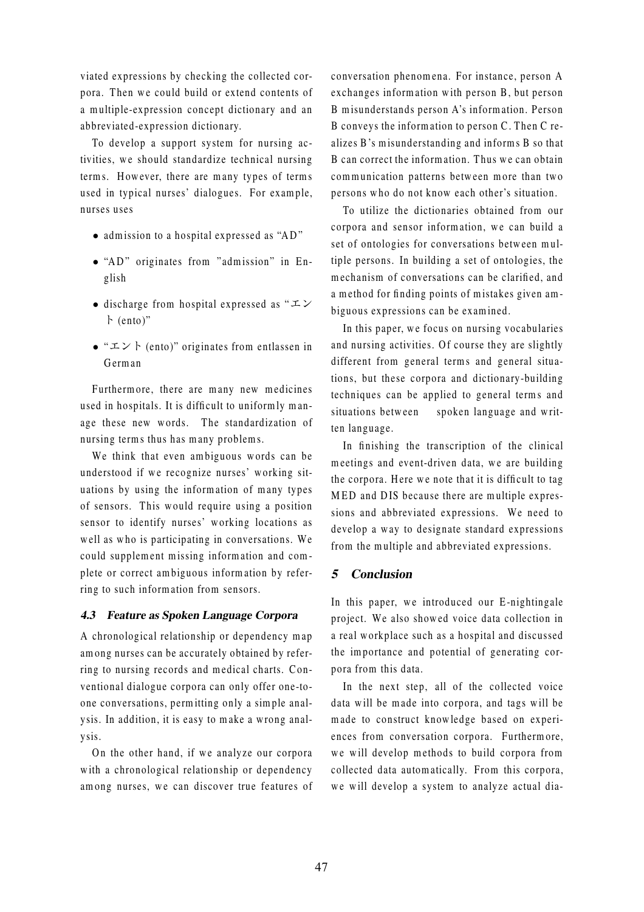viated expressions by checking the collected corpora. Then we could build or extend contents of a multiple-expression concept dictionary and an abbreviated-expression dictionary.

To develop a support system for nursing activities, we should standardize technical nursing terms. However, there are many types of terms used in typical nurses' dialogues. For example, nurses uses

- admission to a hospital expressed as "AD"
- "AD" originates from "admission" in English
- discharge from hospital expressed as "エント (ento)"
- "エント (ento)" originates from entlassen in German

Furthermore, there are many new medicines used in hospitals. It is difficult to uniformly manage these new words. The standardization of nursing terms thus has many problems.

We think that even ambiguous words can be understood if we recognize nurses' working situations by using the information of many types of sensors. This would require using a position sensor to identify nurses' working locations as well as who is participating in conversations. We could supplement missing information and complete or correct ambiguous information by referring to such information from sensors.

### 4.3 Feature as Spoken Language Corpora

A chronological relationship or dependency map among nurses can be accurately obtained by referring to nursing records and medical charts. Conventional dialogue corpora can only offer one-to-one conversations, permitting only a simple analysis. In addition, it is easy to make a wrong analysis.

On the other hand, if we analyze our corpora with a chronological relationship or dependency among nurses, we can discover true features of conversation phenomena. For instance, person A exchanges information with person B, but person B misunderstands person A's information. Person B conveys the information to person C. Then C realizes B's misunderstanding and informs B so that B can correct the information. Thus we can obtain communication patterns between more than two persons who do not know each other's situation.

To utilize the dictionaries obtained from our corpora and sensor information, we can build a set of ontologies for conversations between multiple persons. In building a set of ontologies, the mechanism of conversations can be clarified, and a method for finding points of mistakes given ambiguous expressions can be examined.

In this paper, we focus on nursing vocabularies and nursing activities. Of course they are slightly different from general terms and general situations, but these corpora and dictionary-building techniques can be applied to general terms and situations between spoken language and written language.

In finishing the transcription of the clinical meetings and event-driven data, we are building the corpora. Here we note that it is difficult to tag MED and DIS because there are multiple expressions and abbreviated expressions. We need to develop a way to designate standard expressions from the multiple and abbreviated expressions.

## 5 Conclusion

In this paper, we introduced our E-nightingale project. We also showed voice data collection in a real workplace such as a hospital and discussed the importance and potential of generating corpora from this data.

In the next step, all of the collected voice data will be made into corpora, and tags will be made to construct knowledge based on experiences from conversation corpora. Furthermore, we will develop methods to build corpora from collected data automatically. From this corpora, we will develop a system to analyze actual dia-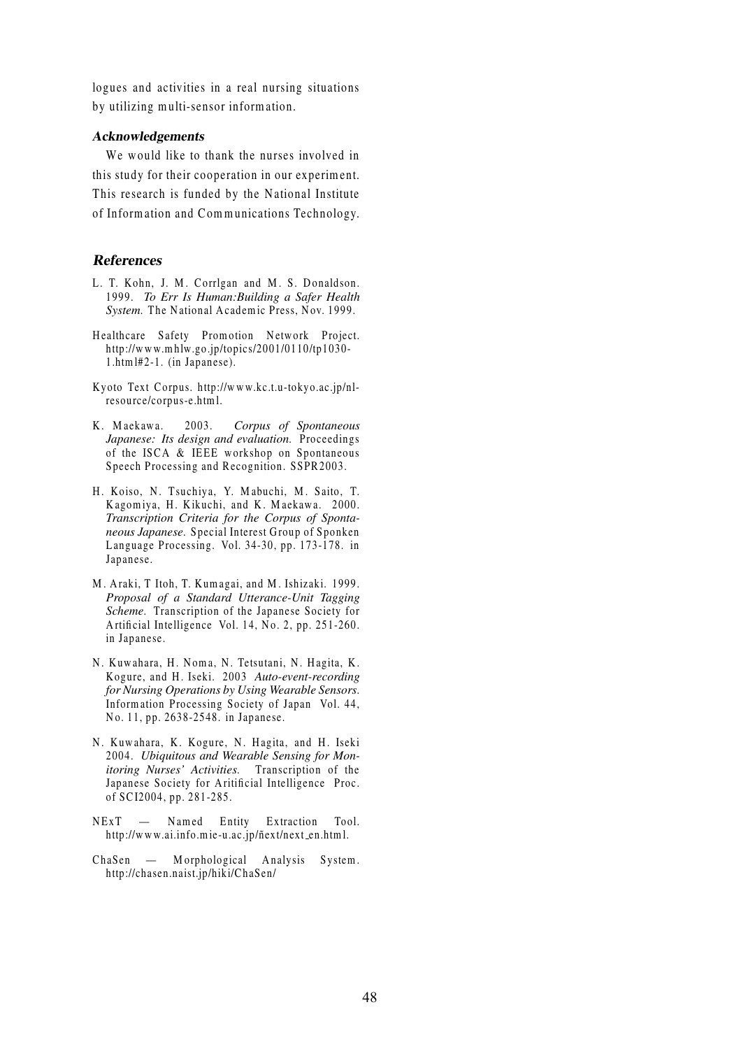logues and activities in a real nursing situations by utilizing multi-sensor information.

### Acknowledgements

We would like to thank the nurses involved in this study for their cooperation in our experiment. This research is funded by the National Institute of Information and Communications Technology.

## References

L. T. Kohn, J. M. Corrlgan and M. S. Donaldson. 1999. *To Err Is Human:Building a Safer Health System.* The National Academic Press, Nov. 1999.

Healthcare Safety Promotion Network Project. http://www.mhlw.go.jp/topics/2001/0110/tp1030-1.html#2-1. (in Japanese).

Kyoto Text Corpus. http://www.kc.t.u-tokyo.ac.jp/nl-resource/corpus-e.html.

K. Maekawa. 2003. *Corpus of Spontaneous Japanese: Its design and evaluation.* Proceedings of the ISCA & IEEE workshop on Spontaneous Speech Processing and Recognition. SSPR2003.

H. Koiso, N. Tsuchiya, Y. Mabuchi, M. Saito, T. Kagomiya, H. Kikuchi, and K. Maekawa. 2000. *Transcription Criteria for the Corpus of Spontaneous Japanese.* Special Interest Group of Sponken Language Processing. Vol. 34-30, pp. 173-178. in Japanese.

M. Araki, T Itoh, T. Kumagai, and M. Ishizaki. 1999. *Proposal of a Standard Utterance-Unit Tagging Scheme.* Transcription of the Japanese Society for Artificial Intelligence Vol. 14, No. 2, pp. 251-260. in Japanese.

N. Kuwahara, H. Noma, N. Tetsutani, N. Hagita, K. Kogure, and H. Iseki. 2003 *Auto-event-recording for Nursing Operations by Using Wearable Sensors.* Information Processing Society of Japan Vol. 44, No. 11, pp. 2638-2548. in Japanese.

N. Kuwahara, K. Kogure, N. Hagita, and H. Iseki 2004. *Ubiquitous and Wearable Sensing for Monitoring Nurses' Activities.* Transcription of the Japanese Society for Aritificial Intelligence Proc. of SCI2004, pp. 281-285.

NExT — Named Entity Extraction Tool. http://www.ai.info.mie-u.ac.jp/ñext/next_en.html.

ChaSen — Morphological Analysis System. http://chasen.naist.jp/hiki/ChaSen/